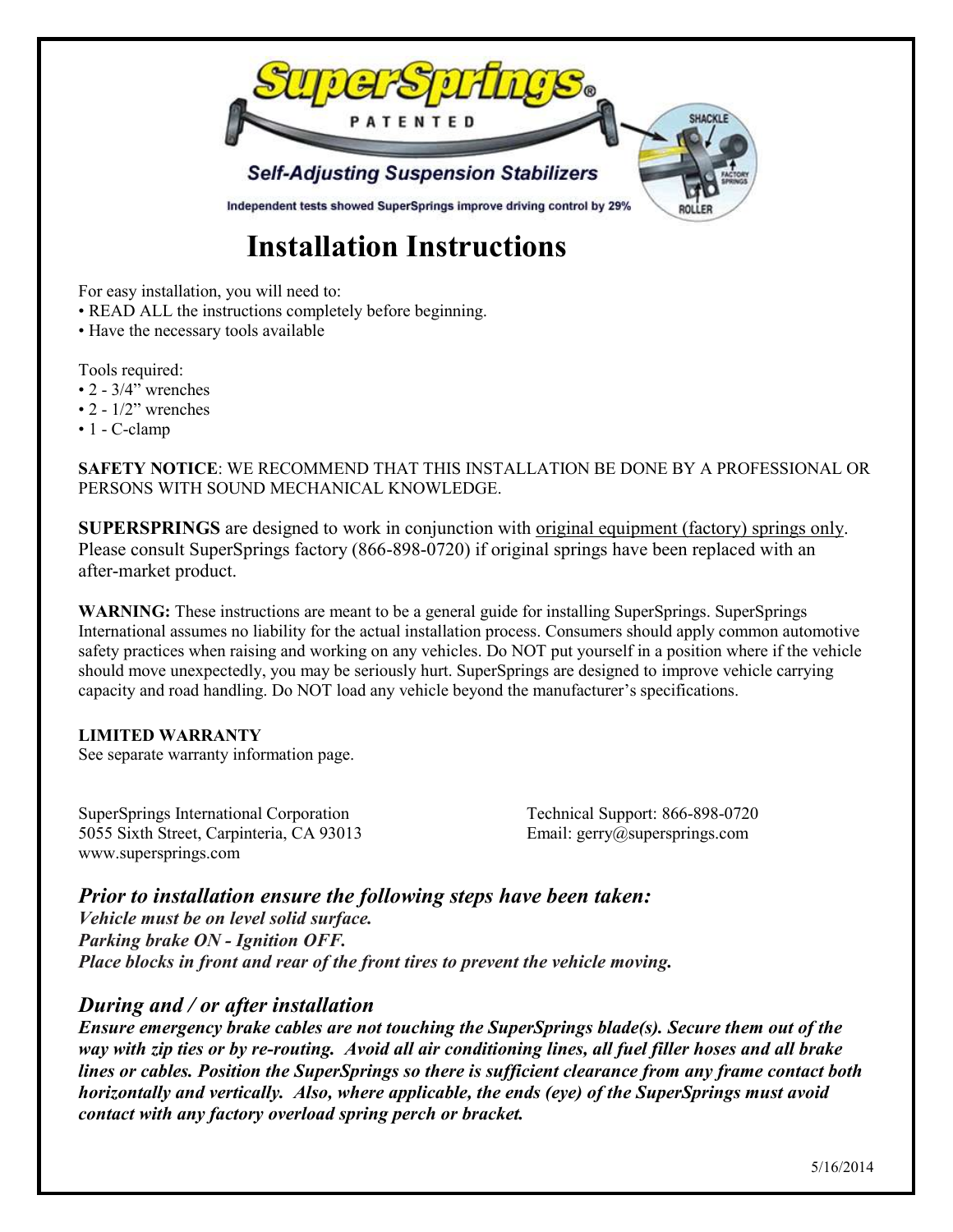# Installation Instructions

For easy installation, you will need to:
• READ ALL the instructions completely before beginning.
• Have the necessary tools available

Tools required:
• 2 - 3/4" wrenches
• 2 - 1/2" wrenches
• 1 - C-clamp

**SAFETY NOTICE**: WE RECOMMEND THAT THIS INSTALLATION BE DONE BY A PROFESSIONAL OR PERSONS WITH SOUND MECHANICAL KNOWLEDGE.

**SUPERSPRINGS** are designed to work in conjunction with original equipment (factory) springs only. Please consult SuperSprings factory (866-898-0720) if original springs have been replaced with an after-market product.

**WARNING:** These instructions are meant to be a general guide for installing SuperSprings. SuperSprings International assumes no liability for the actual installation process. Consumers should apply common automotive safety practices when raising and working on any vehicles. Do NOT put yourself in a position where if the vehicle should move unexpectedly, you may be seriously hurt. SuperSprings are designed to improve vehicle carrying capacity and road handling. Do NOT load any vehicle beyond the manufacturer's specifications.

**LIMITED WARRANTY**
See separate warranty information page.

SuperSprings International Corporation
5055 Sixth Street, Carpinteria, CA 93013
www.supersprings.com

Technical Support: 866-898-0720
Email: gerry@supersprings.com

## *Prior to installation ensure the following steps have been taken:*

***Vehicle must be on level solid surface.***
***Parking brake ON - Ignition OFF.***
***Place blocks in front and rear of the front tires to prevent the vehicle moving.***

## *During and / or after installation*

***Ensure emergency brake cables are not touching the SuperSprings blade(s). Secure them out of the way with zip ties or by re-routing. Avoid all air conditioning lines, all fuel filler hoses and all brake lines or cables. Position the SuperSprings so there is sufficient clearance from any frame contact both horizontally and vertically. Also, where applicable, the ends (eye) of the SuperSprings must avoid contact with any factory overload spring perch or bracket.***

5/16/2014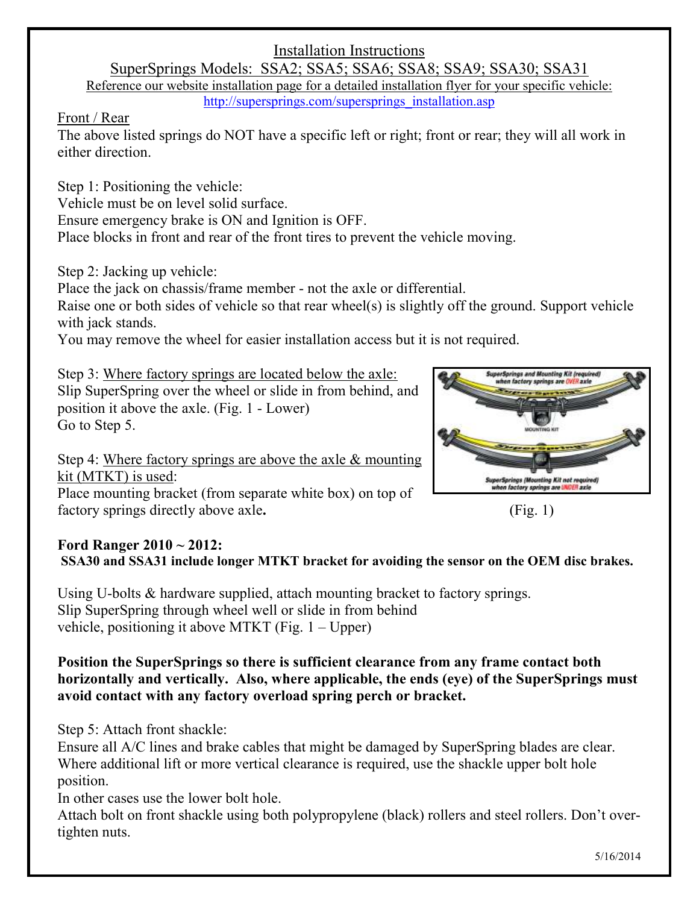# Installation Instructions

## SuperSprings Models: SSA2; SSA5; SSA6; SSA8; SSA9; SSA30; SSA31

Reference our website installation page for a detailed installation flyer for your specific vehicle:
http://supersprings.com/supersprings_installation.asp

Front / Rear

The above listed springs do NOT have a specific left or right; front or rear; they will all work in either direction.

Step 1: Positioning the vehicle:
Vehicle must be on level solid surface.
Ensure emergency brake is ON and Ignition is OFF.
Place blocks in front and rear of the front tires to prevent the vehicle moving.

Step 2: Jacking up vehicle:
Place the jack on chassis/frame member - not the axle or differential.
Raise one or both sides of vehicle so that rear wheel(s) is slightly off the ground. Support vehicle with jack stands.
You may remove the wheel for easier installation access but it is not required.

Step 3: Where factory springs are located below the axle:
Slip SuperSpring over the wheel or slide in from behind, and position it above the axle. (Fig. 1 - Lower)
Go to Step 5.

Step 4: Where factory springs are above the axle & mounting kit (MTKT) is used:
Place mounting bracket (from separate white box) on top of factory springs directly above axle**.**

(Fig. 1)

**Ford Ranger 2010 ~ 2012:**
**SSA30 and SSA31 include longer MTKT bracket for avoiding the sensor on the OEM disc brakes.**

Using U-bolts & hardware supplied, attach mounting bracket to factory springs.
Slip SuperSpring through wheel well or slide in from behind vehicle, positioning it above MTKT (Fig. 1 – Upper)

**Position the SuperSprings so there is sufficient clearance from any frame contact both horizontally and vertically. Also, where applicable, the ends (eye) of the SuperSprings must avoid contact with any factory overload spring perch or bracket.**

Step 5: Attach front shackle:
Ensure all A/C lines and brake cables that might be damaged by SuperSpring blades are clear.
Where additional lift or more vertical clearance is required, use the shackle upper bolt hole position.
In other cases use the lower bolt hole.
Attach bolt on front shackle using both polypropylene (black) rollers and steel rollers. Don't over-tighten nuts.

5/16/2014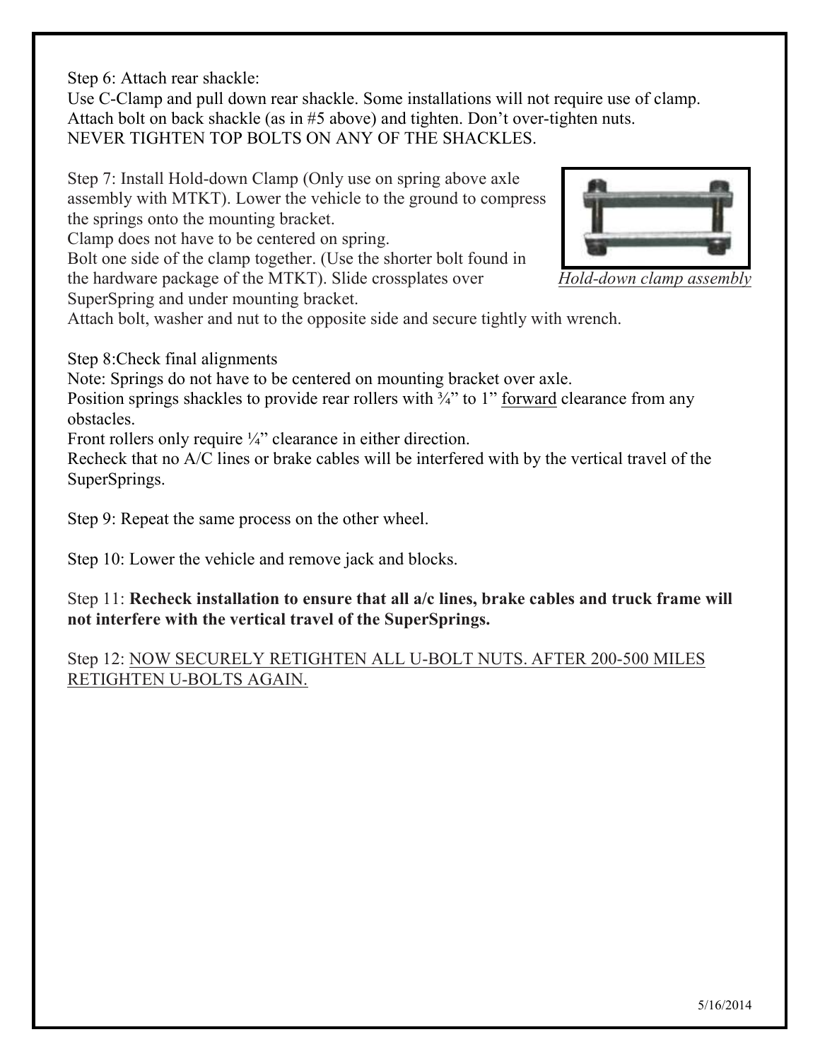Step 6: Attach rear shackle:
Use C-Clamp and pull down rear shackle. Some installations will not require use of clamp. Attach bolt on back shackle (as in #5 above) and tighten. Don't over-tighten nuts.
NEVER TIGHTEN TOP BOLTS ON ANY OF THE SHACKLES.

Step 7: Install Hold-down Clamp (Only use on spring above axle assembly with MTKT). Lower the vehicle to the ground to compress the springs onto the mounting bracket.
Clamp does not have to be centered on spring.
Bolt one side of the clamp together. (Use the shorter bolt found in the hardware package of the MTKT). Slide crossplates over SuperSpring and under mounting bracket.
Attach bolt, washer and nut to the opposite side and secure tightly with wrench.

*Hold-down clamp assembly*

Step 8:Check final alignments
Note: Springs do not have to be centered on mounting bracket over axle.
Position springs shackles to provide rear rollers with ¾" to 1" forward clearance from any obstacles.
Front rollers only require ¼" clearance in either direction.
Recheck that no A/C lines or brake cables will be interfered with by the vertical travel of the SuperSprings.

Step 9: Repeat the same process on the other wheel.

Step 10: Lower the vehicle and remove jack and blocks.

Step 11: **Recheck installation to ensure that all a/c lines, brake cables and truck frame will not interfere with the vertical travel of the SuperSprings.**

Step 12: NOW SECURELY RETIGHTEN ALL U-BOLT NUTS. AFTER 200-500 MILES RETIGHTEN U-BOLTS AGAIN.

5/16/2014